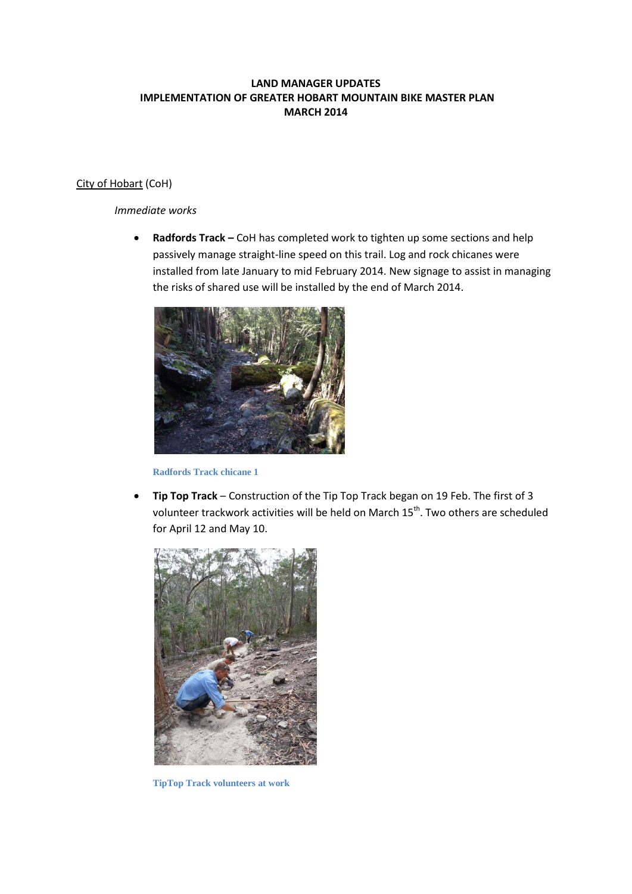**LAND MANAGER UPDATES**
**IMPLEMENTATION OF GREATER HOBART MOUNTAIN BIKE MASTER PLAN**
**MARCH 2014**

City of Hobart (CoH)

*Immediate works*

- **Radfords Track –** CoH has completed work to tighten up some sections and help passively manage straight-line speed on this trail. Log and rock chicanes were installed from late January to mid February 2014. New signage to assist in managing the risks of shared use will be installed by the end of March 2014.

Radfords Track chicane 1

- **Tip Top Track** – Construction of the Tip Top Track began on 19 Feb. The first of 3 volunteer trackwork activities will be held on March 15th. Two others are scheduled for April 12 and May 10.

TipTop Track volunteers at work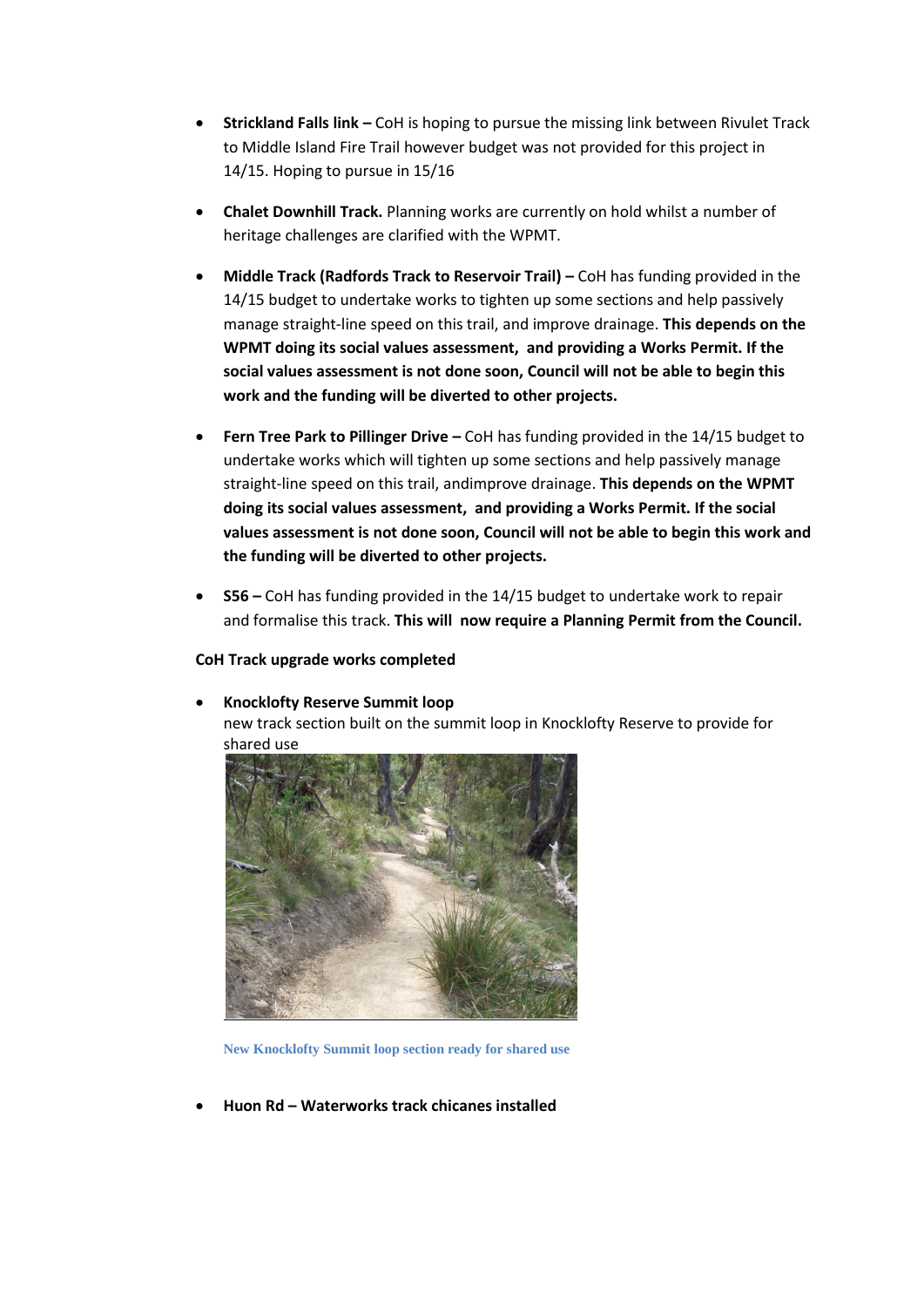- **Strickland Falls link –** CoH is hoping to pursue the missing link between Rivulet Track to Middle Island Fire Trail however budget was not provided for this project in 14/15. Hoping to pursue in 15/16

- **Chalet Downhill Track.** Planning works are currently on hold whilst a number of heritage challenges are clarified with the WPMT.

- **Middle Track (Radfords Track to Reservoir Trail) –** CoH has funding provided in the 14/15 budget to undertake works to tighten up some sections and help passively manage straight-line speed on this trail, and improve drainage. **This depends on the WPMT doing its social values assessment, and providing a Works Permit. If the social values assessment is not done soon, Council will not be able to begin this work and the funding will be diverted to other projects.**

- **Fern Tree Park to Pillinger Drive –** CoH has funding provided in the 14/15 budget to undertake works which will tighten up some sections and help passively manage straight-line speed on this trail, andimprove drainage. **This depends on the WPMT doing its social values assessment, and providing a Works Permit. If the social values assessment is not done soon, Council will not be able to begin this work and the funding will be diverted to other projects.**

- **S56 –** CoH has funding provided in the 14/15 budget to undertake work to repair and formalise this track. **This will now require a Planning Permit from the Council.**

**CoH Track upgrade works completed**

- **Knocklofty Reserve Summit loop**
  new track section built on the summit loop in Knocklofty Reserve to provide for shared use

New Knocklofty Summit loop section ready for shared use

- **Huon Rd – Waterworks track chicanes installed**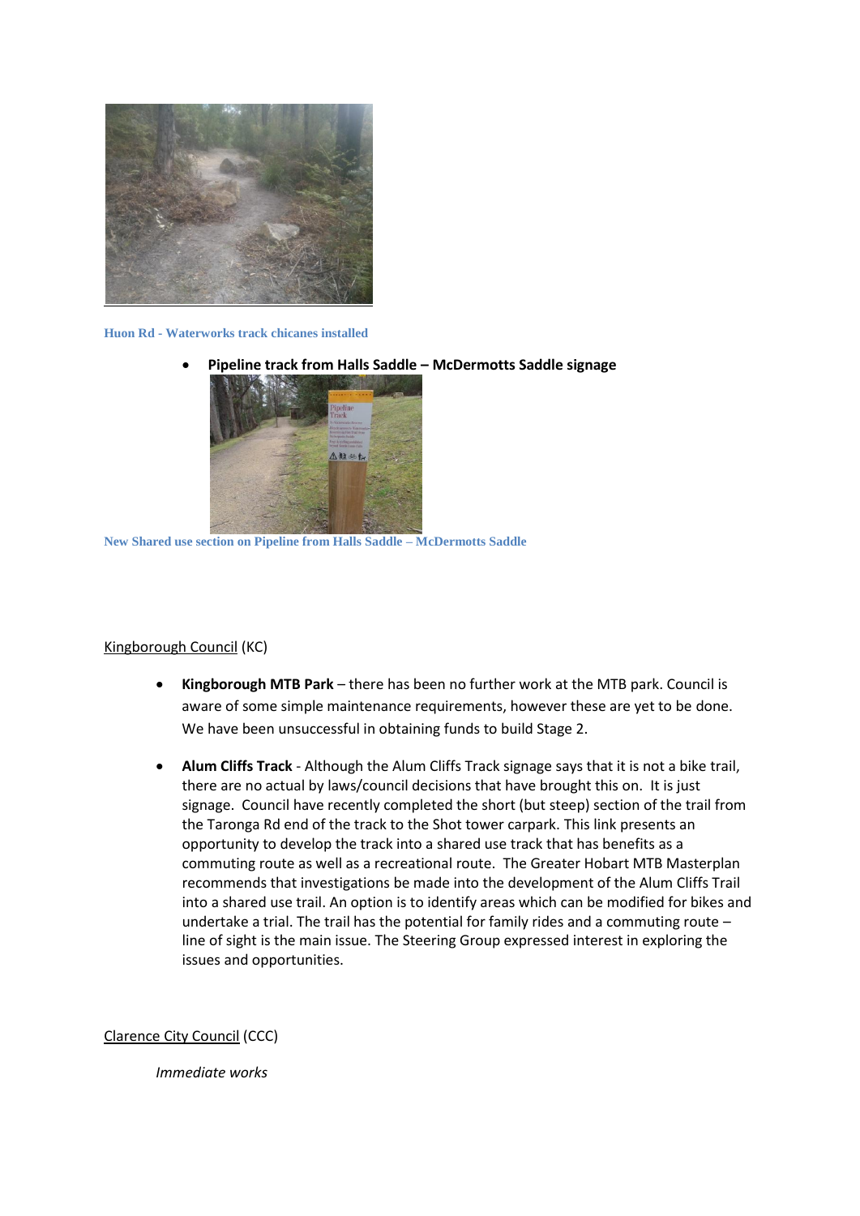Huon Rd - Waterworks track chicanes installed

- **Pipeline track from Halls Saddle – McDermotts Saddle signage**

New Shared use section on Pipeline from Halls Saddle – McDermotts Saddle

Kingborough Council (KC)

- **Kingborough MTB Park** – there has been no further work at the MTB park. Council is aware of some simple maintenance requirements, however these are yet to be done. We have been unsuccessful in obtaining funds to build Stage 2.

- **Alum Cliffs Track** - Although the Alum Cliffs Track signage says that it is not a bike trail, there are no actual by laws/council decisions that have brought this on. It is just signage. Council have recently completed the short (but steep) section of the trail from the Taronga Rd end of the track to the Shot tower carpark. This link presents an opportunity to develop the track into a shared use track that has benefits as a commuting route as well as a recreational route. The Greater Hobart MTB Masterplan recommends that investigations be made into the development of the Alum Cliffs Trail into a shared use trail. An option is to identify areas which can be modified for bikes and undertake a trial. The trail has the potential for family rides and a commuting route – line of sight is the main issue. The Steering Group expressed interest in exploring the issues and opportunities.

Clarence City Council (CCC)

*Immediate works*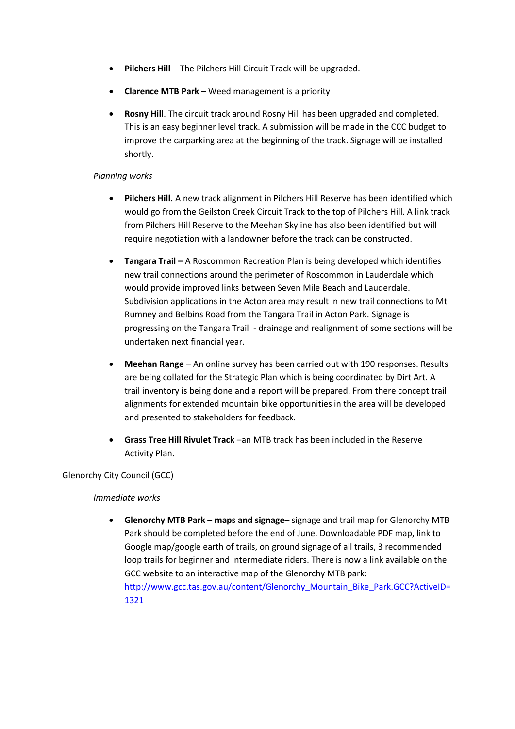- **Pilchers Hill** - The Pilchers Hill Circuit Track will be upgraded.
- **Clarence MTB Park** – Weed management is a priority
- **Rosny Hill**. The circuit track around Rosny Hill has been upgraded and completed. This is an easy beginner level track. A submission will be made in the CCC budget to improve the carparking area at the beginning of the track. Signage will be installed shortly.

*Planning works*

- **Pilchers Hill.** A new track alignment in Pilchers Hill Reserve has been identified which would go from the Geilston Creek Circuit Track to the top of Pilchers Hill. A link track from Pilchers Hill Reserve to the Meehan Skyline has also been identified but will require negotiation with a landowner before the track can be constructed.
- **Tangara Trail –** A Roscommon Recreation Plan is being developed which identifies new trail connections around the perimeter of Roscommon in Lauderdale which would provide improved links between Seven Mile Beach and Lauderdale. Subdivision applications in the Acton area may result in new trail connections to Mt Rumney and Belbins Road from the Tangara Trail in Acton Park. Signage is progressing on the Tangara Trail - drainage and realignment of some sections will be undertaken next financial year.
- **Meehan Range** – An online survey has been carried out with 190 responses. Results are being collated for the Strategic Plan which is being coordinated by Dirt Art. A trail inventory is being done and a report will be prepared. From there concept trail alignments for extended mountain bike opportunities in the area will be developed and presented to stakeholders for feedback.
- **Grass Tree Hill Rivulet Track** –an MTB track has been included in the Reserve Activity Plan.

<u>Glenorchy City Council (GCC)</u>

*Immediate works*

- **Glenorchy MTB Park – maps and signage–** signage and trail map for Glenorchy MTB Park should be completed before the end of June. Downloadable PDF map, link to Google map/google earth of trails, on ground signage of all trails, 3 recommended loop trails for beginner and intermediate riders. There is now a link available on the GCC website to an interactive map of the Glenorchy MTB park: [http://www.gcc.tas.gov.au/content/Glenorchy_Mountain_Bike_Park.GCC?ActiveID=1321](http://www.gcc.tas.gov.au/content/Glenorchy_Mountain_Bike_Park.GCC?ActiveID=1321)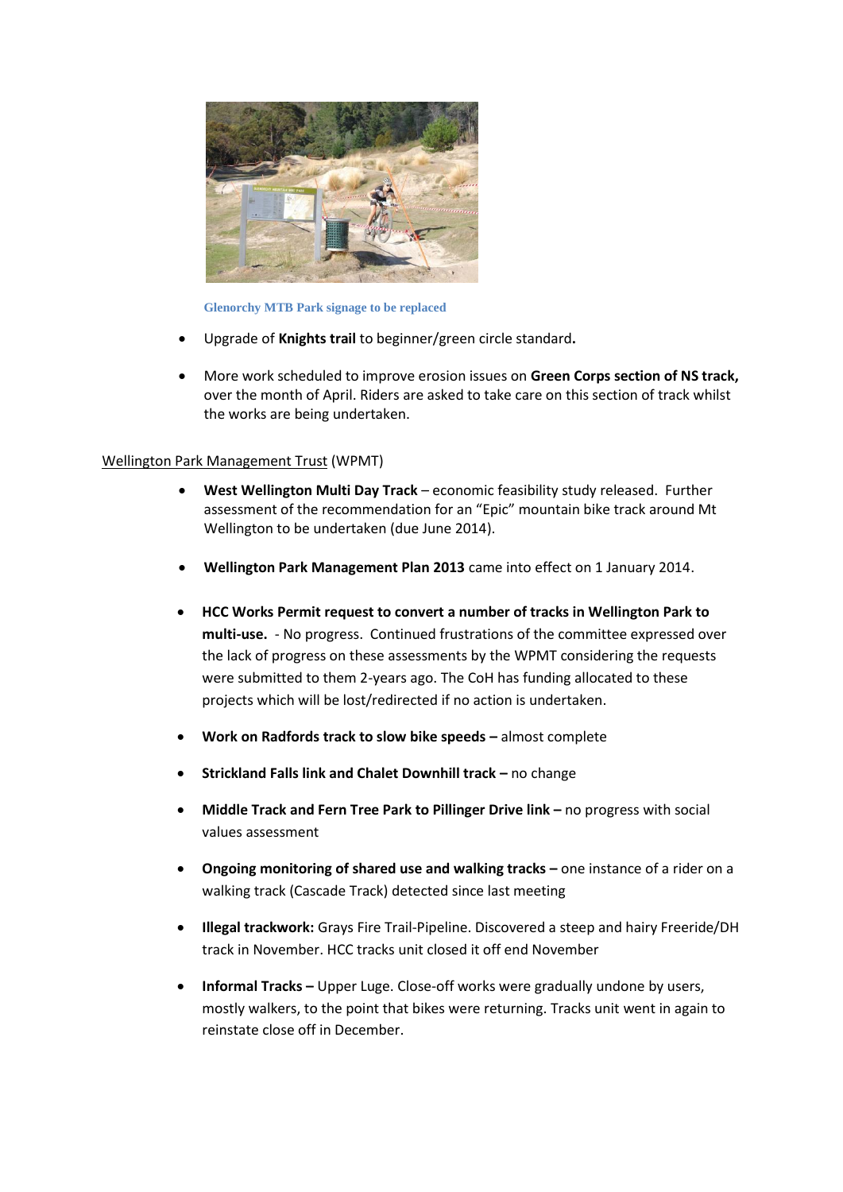Glenorchy MTB Park signage to be replaced

- Upgrade of **Knights trail** to beginner/green circle standard**.**

- More work scheduled to improve erosion issues on **Green Corps section of NS track,** over the month of April. Riders are asked to take care on this section of track whilst the works are being undertaken.

Wellington Park Management Trust (WPMT)

- **West Wellington Multi Day Track** – economic feasibility study released. Further assessment of the recommendation for an "Epic" mountain bike track around Mt Wellington to be undertaken (due June 2014).

- **Wellington Park Management Plan 2013** came into effect on 1 January 2014.

- **HCC Works Permit request to convert a number of tracks in Wellington Park to multi-use.** - No progress. Continued frustrations of the committee expressed over the lack of progress on these assessments by the WPMT considering the requests were submitted to them 2-years ago. The CoH has funding allocated to these projects which will be lost/redirected if no action is undertaken.

- **Work on Radfords track to slow bike speeds –** almost complete

- **Strickland Falls link and Chalet Downhill track –** no change

- **Middle Track and Fern Tree Park to Pillinger Drive link –** no progress with social values assessment

- **Ongoing monitoring of shared use and walking tracks –** one instance of a rider on a walking track (Cascade Track) detected since last meeting

- **Illegal trackwork:** Grays Fire Trail-Pipeline. Discovered a steep and hairy Freeride/DH track in November. HCC tracks unit closed it off end November

- **Informal Tracks –** Upper Luge. Close-off works were gradually undone by users, mostly walkers, to the point that bikes were returning. Tracks unit went in again to reinstate close off in December.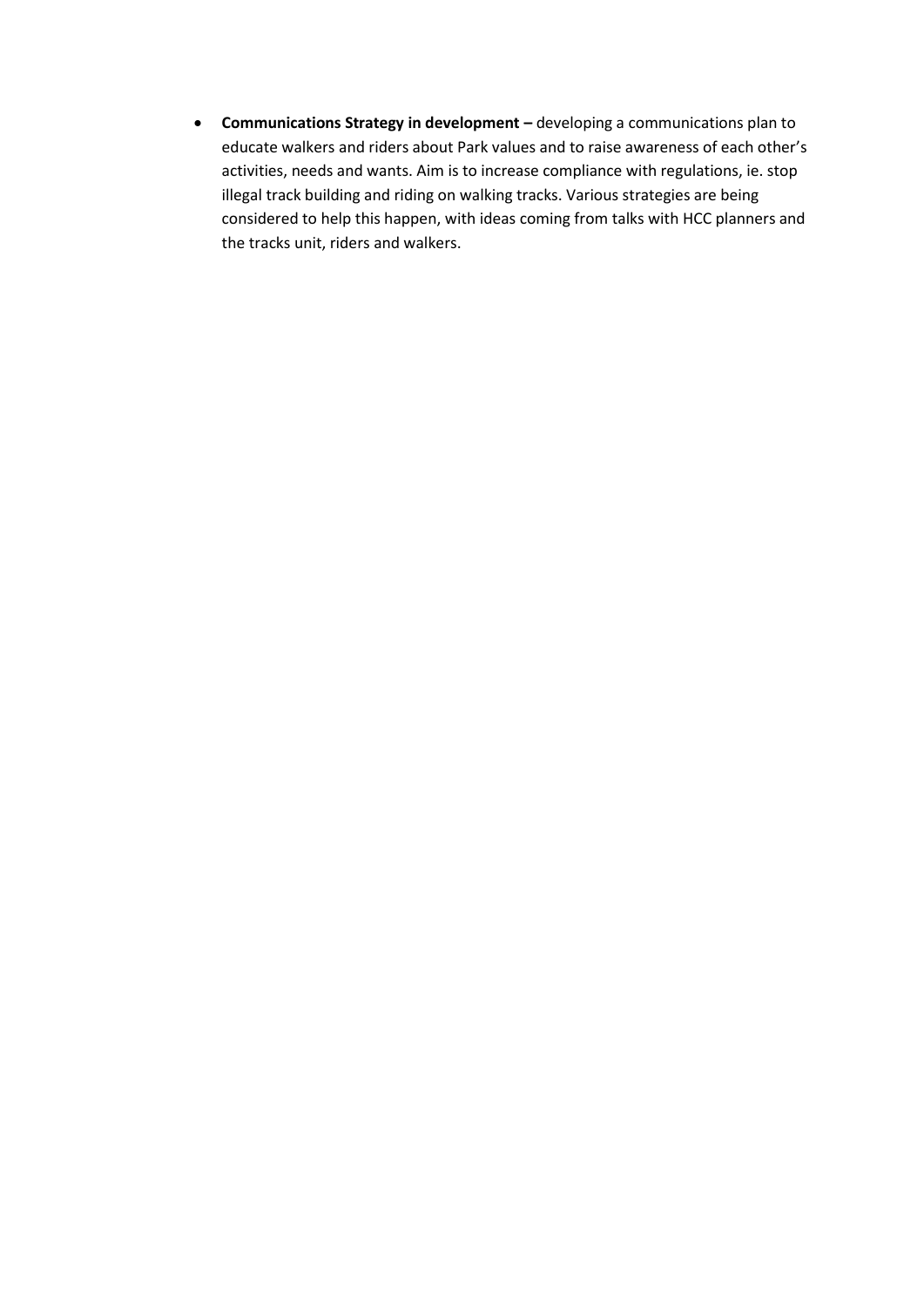- **Communications Strategy in development –** developing a communications plan to educate walkers and riders about Park values and to raise awareness of each other's activities, needs and wants. Aim is to increase compliance with regulations, ie. stop illegal track building and riding on walking tracks. Various strategies are being considered to help this happen, with ideas coming from talks with HCC planners and the tracks unit, riders and walkers.